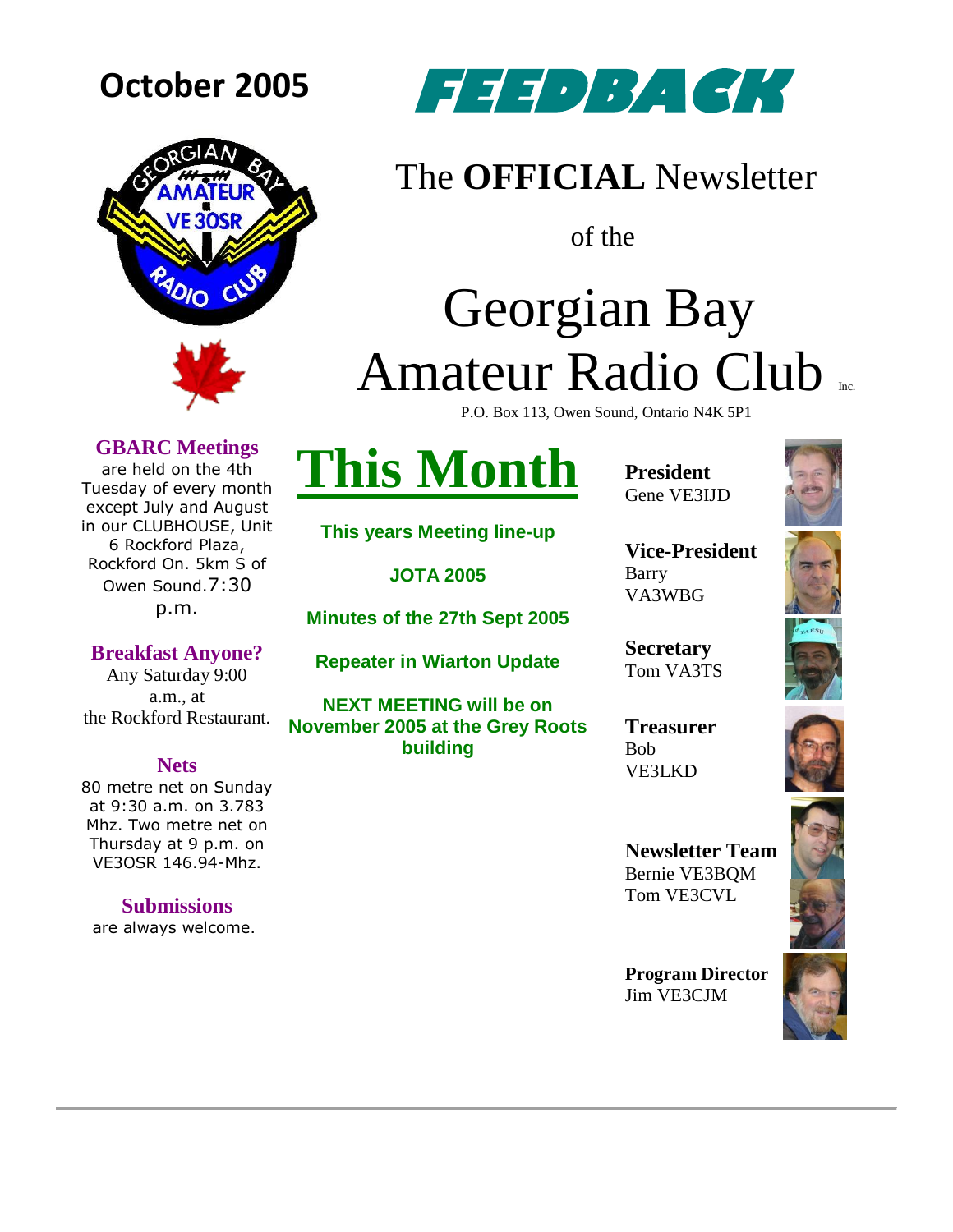October 2005

# FEEDBACK

The **OFFICIAL** Newsletter

of the

# Georgian Bay Amateur Radio Club Inc.

P.O. Box 113, Owen Sound, Ontario N4K 5P1

### GBARC Meetings

are held on the 4th Tuesday of every month except July and August in our CLUBHOUSE, Unit 6 Rockford Plaza, Rockford On. 5km S of Owen Sound. 7:30 p.m.

### Breakfast Anyone?

Any Saturday 9:00 a.m., at the Rockford Restaurant.

### Nets

80 metre net on Sunday at 9:30 a.m. on 3.783 Mhz. Two metre net on Thursday at 9 p.m. on VE3OSR 146.94-Mhz.

### Submissions

are always welcome.

## This Month

**This years Meeting line-up**

**JOTA 2005**

**Minutes of the 27th Sept 2005**

**Repeater in Wiarton Update**

**NEXT MEETING will be on November 2005 at the Grey Roots building**

**President**
Gene VE3IJD

**Vice-President**
Barry VA3WBG

**Secretary**
Tom VA3TS

**Treasurer**
Bob VE3LKD

**Newsletter Team**
Bernie VE3BQM
Tom VE3CVL

**Program Director**
Jim VE3CJM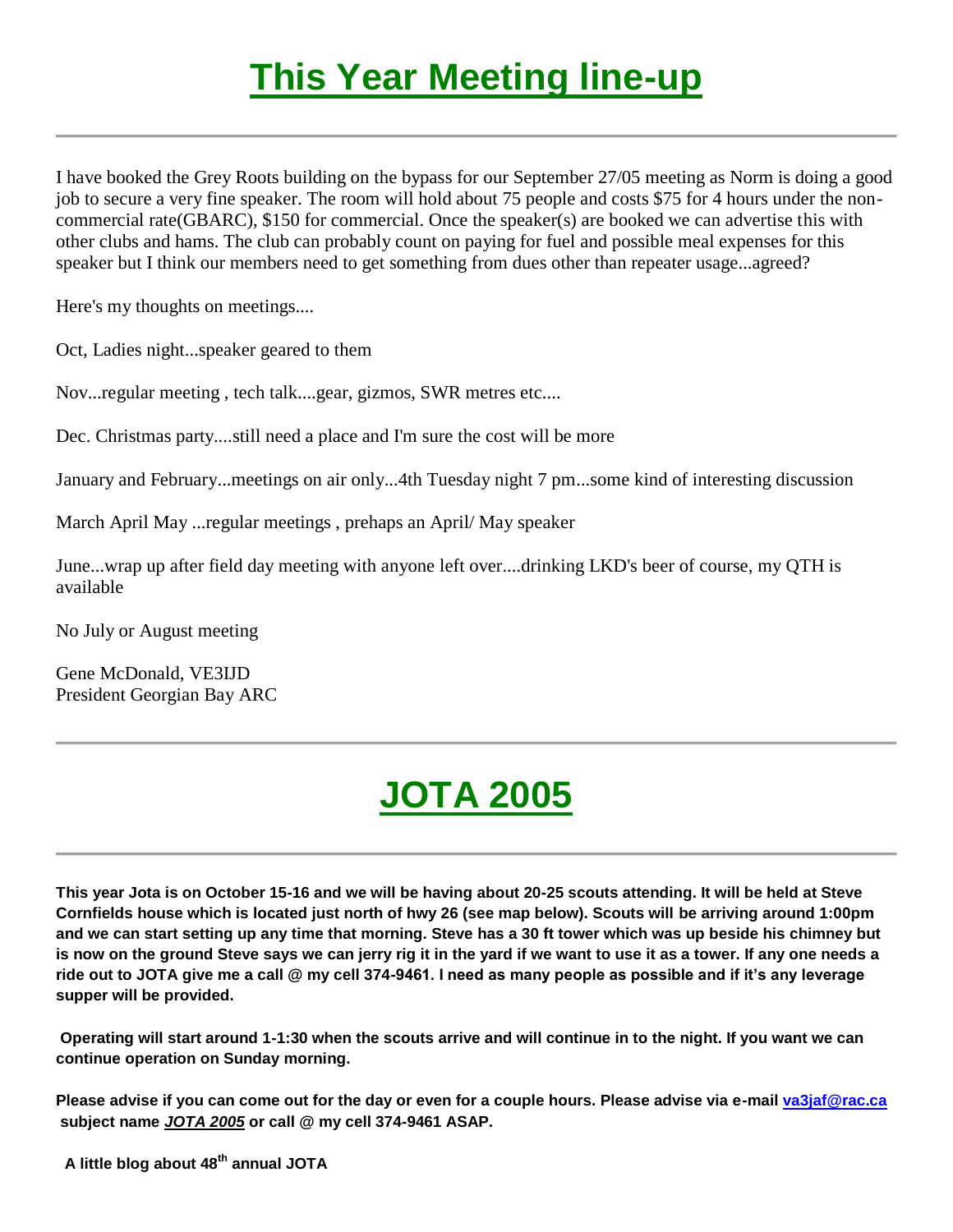# This Year Meeting line-up

---

I have booked the Grey Roots building on the bypass for our September 27/05 meeting as Norm is doing a good job to secure a very fine speaker. The room will hold about 75 people and costs $75 for 4 hours under the non-commercial rate(GBARC), $150 for commercial. Once the speaker(s) are booked we can advertise this with other clubs and hams. The club can probably count on paying for fuel and possible meal expenses for this speaker but I think our members need to get something from dues other than repeater usage...agreed?

Here's my thoughts on meetings....

Oct, Ladies night...speaker geared to them

Nov...regular meeting , tech talk....gear, gizmos, SWR metres etc....

Dec. Christmas party....still need a place and I'm sure the cost will be more

January and February...meetings on air only...4th Tuesday night 7 pm...some kind of interesting discussion

March April May ...regular meetings , prehaps an April/ May speaker

June...wrap up after field day meeting with anyone left over....drinking LKD's beer of course, my QTH is available

No July or August meeting

Gene McDonald, VE3IJD  
President Georgian Bay ARC

---

# JOTA 2005

---

**This year Jota is on October 15-16 and we will be having about 20-25 scouts attending. It will be held at Steve Cornfields house which is located just north of hwy 26 (see map below). Scouts will be arriving around 1:00pm and we can start setting up any time that morning. Steve has a 30 ft tower which was up beside his chimney but is now on the ground Steve says we can jerry rig it in the yard if we want to use it as a tower. If any one needs a ride out to JOTA give me a call @ my cell 374-9461. I need as many people as possible and if it's any leverage supper will be provided.**

**Operating will start around 1-1:30 when the scouts arrive and will continue in to the night. If you want we can continue operation on Sunday morning.**

**Please advise if you can come out for the day or even for a couple hours. Please advise via e-mail va3jaf@rac.ca subject name *JOTA 2005* or call @ my cell 374-9461 ASAP.**

**A little blog about 48th annual JOTA**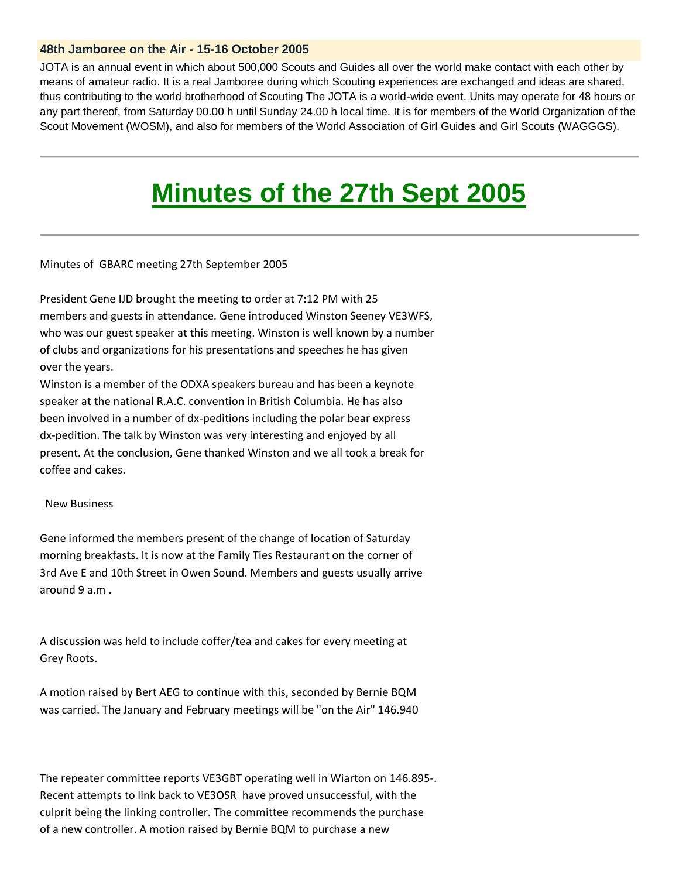### 48th Jamboree on the Air - 15-16 October 2005

JOTA is an annual event in which about 500,000 Scouts and Guides all over the world make contact with each other by means of amateur radio. It is a real Jamboree during which Scouting experiences are exchanged and ideas are shared, thus contributing to the world brotherhood of Scouting The JOTA is a world-wide event. Units may operate for 48 hours or any part thereof, from Saturday 00.00 h until Sunday 24.00 h local time. It is for members of the World Organization of the Scout Movement (WOSM), and also for members of the World Association of Girl Guides and Girl Scouts (WAGGGS).

---

# Minutes of the 27th Sept 2005

---

Minutes of GBARC meeting 27th September 2005

President Gene IJD brought the meeting to order at 7:12 PM with 25 members and guests in attendance. Gene introduced Winston Seeney VE3WFS, who was our guest speaker at this meeting. Winston is well known by a number of clubs and organizations for his presentations and speeches he has given over the years.

Winston is a member of the ODXA speakers bureau and has been a keynote speaker at the national R.A.C. convention in British Columbia. He has also been involved in a number of dx-peditions including the polar bear express dx-pedition. The talk by Winston was very interesting and enjoyed by all present. At the conclusion, Gene thanked Winston and we all took a break for coffee and cakes.

New Business

Gene informed the members present of the change of location of Saturday morning breakfasts. It is now at the Family Ties Restaurant on the corner of 3rd Ave E and 10th Street in Owen Sound. Members and guests usually arrive around 9 a.m .

A discussion was held to include coffer/tea and cakes for every meeting at Grey Roots.

A motion raised by Bert AEG to continue with this, seconded by Bernie BQM was carried. The January and February meetings will be "on the Air" 146.940

The repeater committee reports VE3GBT operating well in Wiarton on 146.895-. Recent attempts to link back to VE3OSR have proved unsuccessful, with the culprit being the linking controller. The committee recommends the purchase of a new controller. A motion raised by Bernie BQM to purchase a new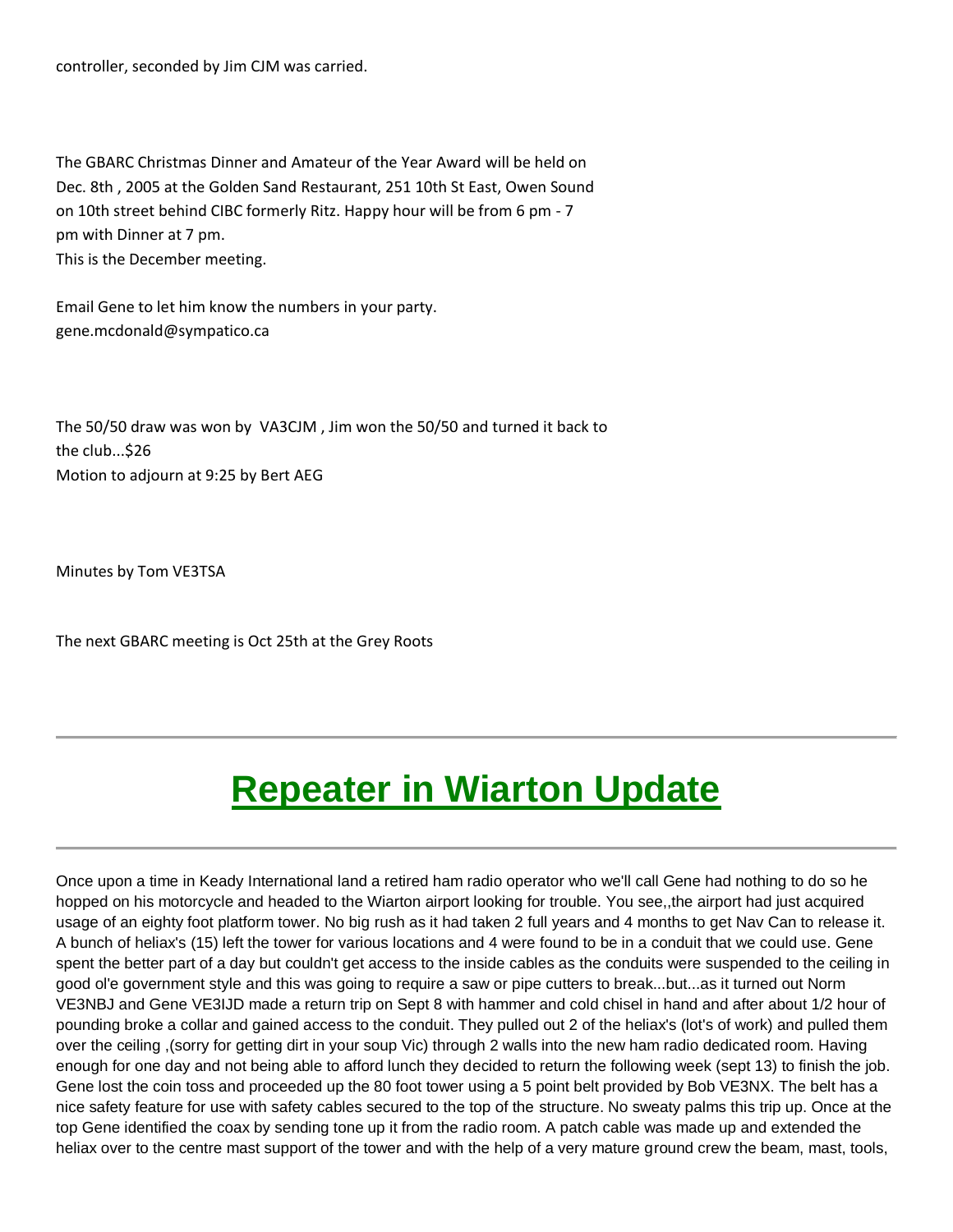controller, seconded by Jim CJM was carried.

The GBARC Christmas Dinner and Amateur of the Year Award will be held on Dec. 8th , 2005 at the Golden Sand Restaurant, 251 10th St East, Owen Sound on 10th street behind CIBC formerly Ritz. Happy hour will be from 6 pm - 7 pm with Dinner at 7 pm.
This is the December meeting.

Email Gene to let him know the numbers in your party.
gene.mcdonald@sympatico.ca

The 50/50 draw was won by VA3CJM , Jim won the 50/50 and turned it back to the club...$26
Motion to adjourn at 9:25 by Bert AEG

Minutes by Tom VE3TSA

The next GBARC meeting is Oct 25th at the Grey Roots

---

# Repeater in Wiarton Update

---

Once upon a time in Keady International land a retired ham radio operator who we'll call Gene had nothing to do so he hopped on his motorcycle and headed to the Wiarton airport looking for trouble. You see,,the airport had just acquired usage of an eighty foot platform tower. No big rush as it had taken 2 full years and 4 months to get Nav Can to release it. A bunch of heliax's (15) left the tower for various locations and 4 were found to be in a conduit that we could use. Gene spent the better part of a day but couldn't get access to the inside cables as the conduits were suspended to the ceiling in good ol'e government style and this was going to require a saw or pipe cutters to break...but...as it turned out Norm VE3NBJ and Gene VE3IJD made a return trip on Sept 8 with hammer and cold chisel in hand and after about 1/2 hour of pounding broke a collar and gained access to the conduit. They pulled out 2 of the heliax's (lot's of work) and pulled them over the ceiling ,(sorry for getting dirt in your soup Vic) through 2 walls into the new ham radio dedicated room. Having enough for one day and not being able to afford lunch they decided to return the following week (sept 13) to finish the job. Gene lost the coin toss and proceeded up the 80 foot tower using a 5 point belt provided by Bob VE3NX. The belt has a nice safety feature for use with safety cables secured to the top of the structure. No sweaty palms this trip up. Once at the top Gene identified the coax by sending tone up it from the radio room. A patch cable was made up and extended the heliax over to the centre mast support of the tower and with the help of a very mature ground crew the beam, mast, tools,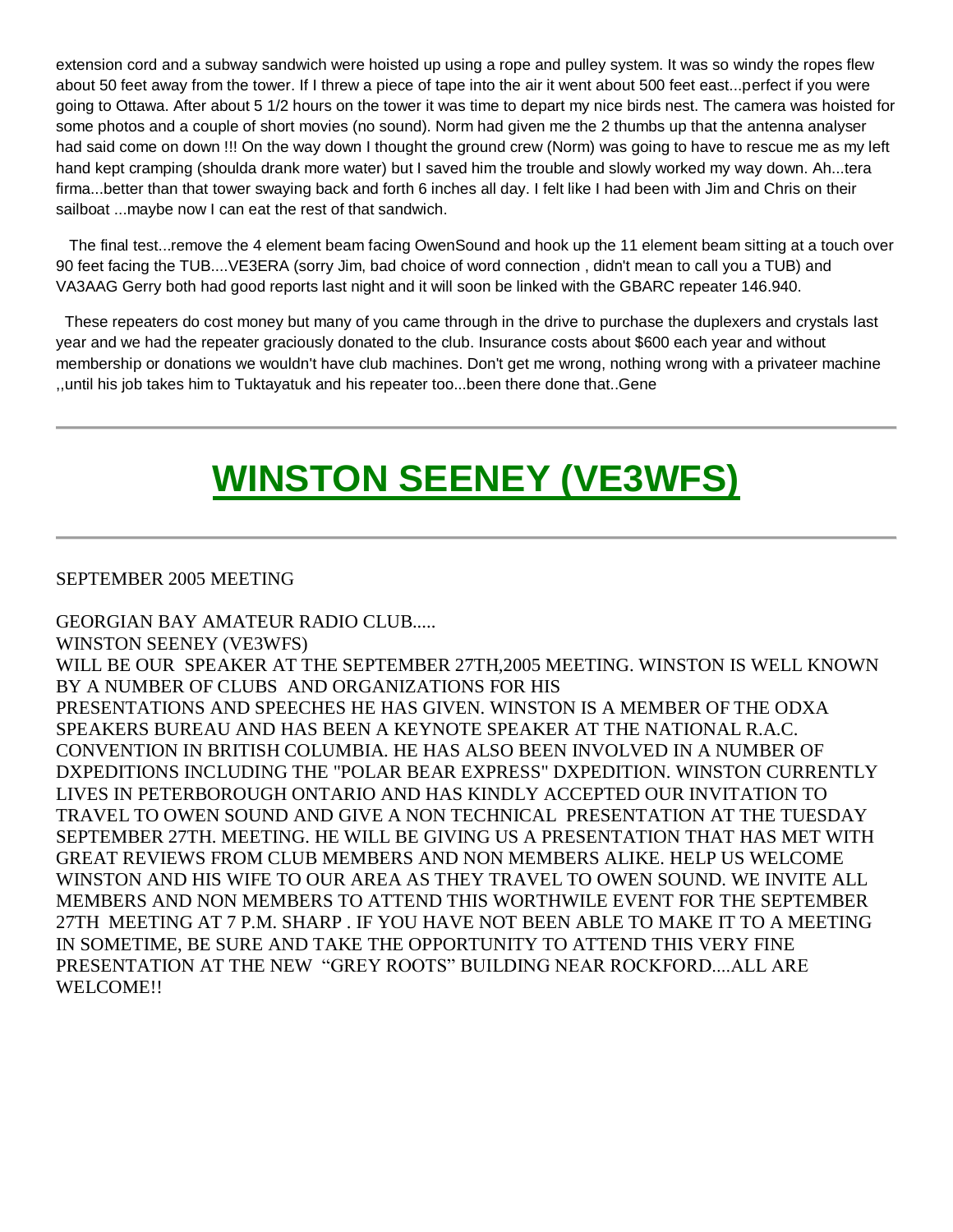extension cord and a subway sandwich were hoisted up using a rope and pulley system. It was so windy the ropes flew about 50 feet away from the tower. If I threw a piece of tape into the air it went about 500 feet east...perfect if you were going to Ottawa. After about 5 1/2 hours on the tower it was time to depart my nice birds nest. The camera was hoisted for some photos and a couple of short movies (no sound). Norm had given me the 2 thumbs up that the antenna analyser had said come on down !!! On the way down I thought the ground crew (Norm) was going to have to rescue me as my left hand kept cramping (shoulda drank more water) but I saved him the trouble and slowly worked my way down. Ah...tera firma...better than that tower swaying back and forth 6 inches all day. I felt like I had been with Jim and Chris on their sailboat ...maybe now I can eat the rest of that sandwich.

The final test...remove the 4 element beam facing OwenSound and hook up the 11 element beam sitting at a touch over 90 feet facing the TUB....VE3ERA (sorry Jim, bad choice of word connection , didn't mean to call you a TUB) and VA3AAG Gerry both had good reports last night and it will soon be linked with the GBARC repeater 146.940.

These repeaters do cost money but many of you came through in the drive to purchase the duplexers and crystals last year and we had the repeater graciously donated to the club. Insurance costs about $600 each year and without membership or donations we wouldn't have club machines. Don't get me wrong, nothing wrong with a privateer machine ,,until his job takes him to Tuktayatuk and his repeater too...been there done that..Gene

---

# WINSTON SEENEY (VE3WFS)

---

SEPTEMBER 2005 MEETING

GEORGIAN BAY AMATEUR RADIO CLUB.....
WINSTON SEENEY (VE3WFS)
WILL BE OUR SPEAKER AT THE SEPTEMBER 27TH,2005 MEETING. WINSTON IS WELL KNOWN BY A NUMBER OF CLUBS AND ORGANIZATIONS FOR HIS PRESENTATIONS AND SPEECHES HE HAS GIVEN. WINSTON IS A MEMBER OF THE ODXA SPEAKERS BUREAU AND HAS BEEN A KEYNOTE SPEAKER AT THE NATIONAL R.A.C. CONVENTION IN BRITISH COLUMBIA. HE HAS ALSO BEEN INVOLVED IN A NUMBER OF DXPEDITIONS INCLUDING THE "POLAR BEAR EXPRESS" DXPEDITION. WINSTON CURRENTLY LIVES IN PETERBOROUGH ONTARIO AND HAS KINDLY ACCEPTED OUR INVITATION TO TRAVEL TO OWEN SOUND AND GIVE A NON TECHNICAL PRESENTATION AT THE TUESDAY SEPTEMBER 27TH. MEETING. HE WILL BE GIVING US A PRESENTATION THAT HAS MET WITH GREAT REVIEWS FROM CLUB MEMBERS AND NON MEMBERS ALIKE. HELP US WELCOME WINSTON AND HIS WIFE TO OUR AREA AS THEY TRAVEL TO OWEN SOUND. WE INVITE ALL MEMBERS AND NON MEMBERS TO ATTEND THIS WORTHWILE EVENT FOR THE SEPTEMBER 27TH MEETING AT 7 P.M. SHARP . IF YOU HAVE NOT BEEN ABLE TO MAKE IT TO A MEETING IN SOMETIME, BE SURE AND TAKE THE OPPORTUNITY TO ATTEND THIS VERY FINE PRESENTATION AT THE NEW "GREY ROOTS" BUILDING NEAR ROCKFORD....ALL ARE WELCOME!!